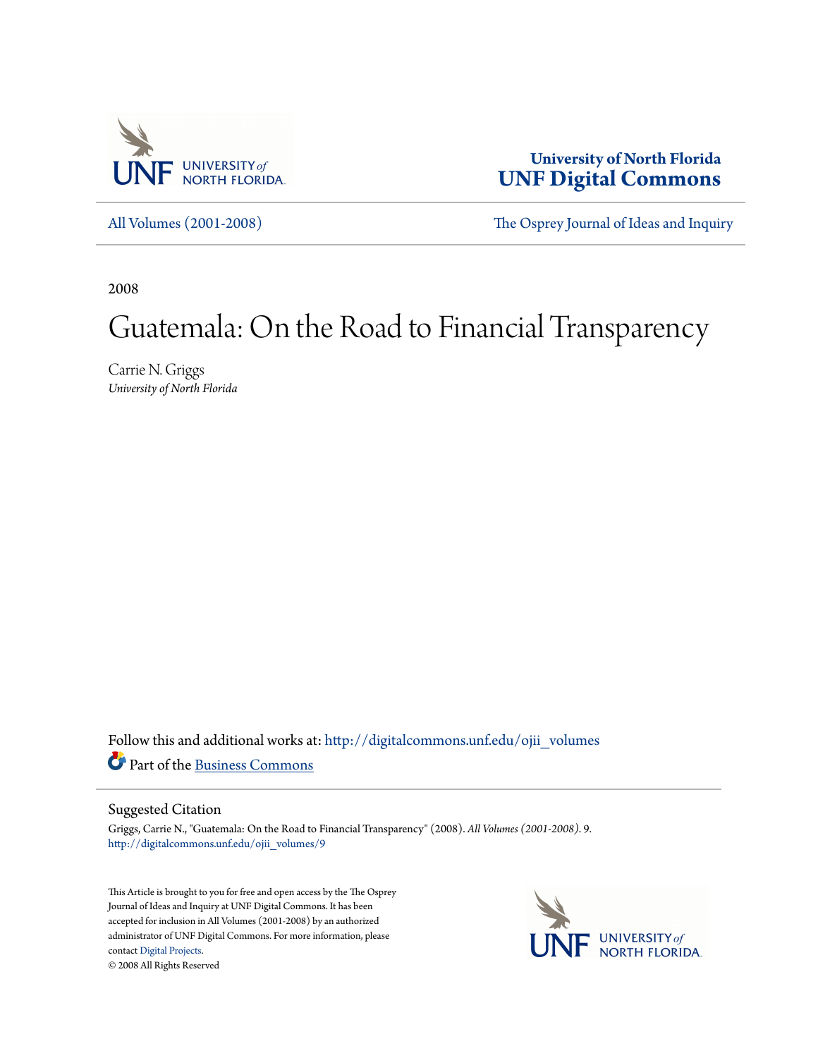University of North Florida
**UNF Digital Commons**

All Volumes (2001-2008) | The Osprey Journal of Ideas and Inquiry

2008

# Guatemala: On the Road to Financial Transparency

Carrie N. Griggs
*University of North Florida*

Follow this and additional works at: http://digitalcommons.unf.edu/ojii_volumes

Part of the Business Commons

## Suggested Citation

Griggs, Carrie N., "Guatemala: On the Road to Financial Transparency" (2008). *All Volumes (2001-2008)*. 9.
http://digitalcommons.unf.edu/ojii_volumes/9

This Article is brought to you for free and open access by the The Osprey Journal of Ideas and Inquiry at UNF Digital Commons. It has been accepted for inclusion in All Volumes (2001-2008) by an authorized administrator of UNF Digital Commons. For more information, please contact Digital Projects.
© 2008 All Rights Reserved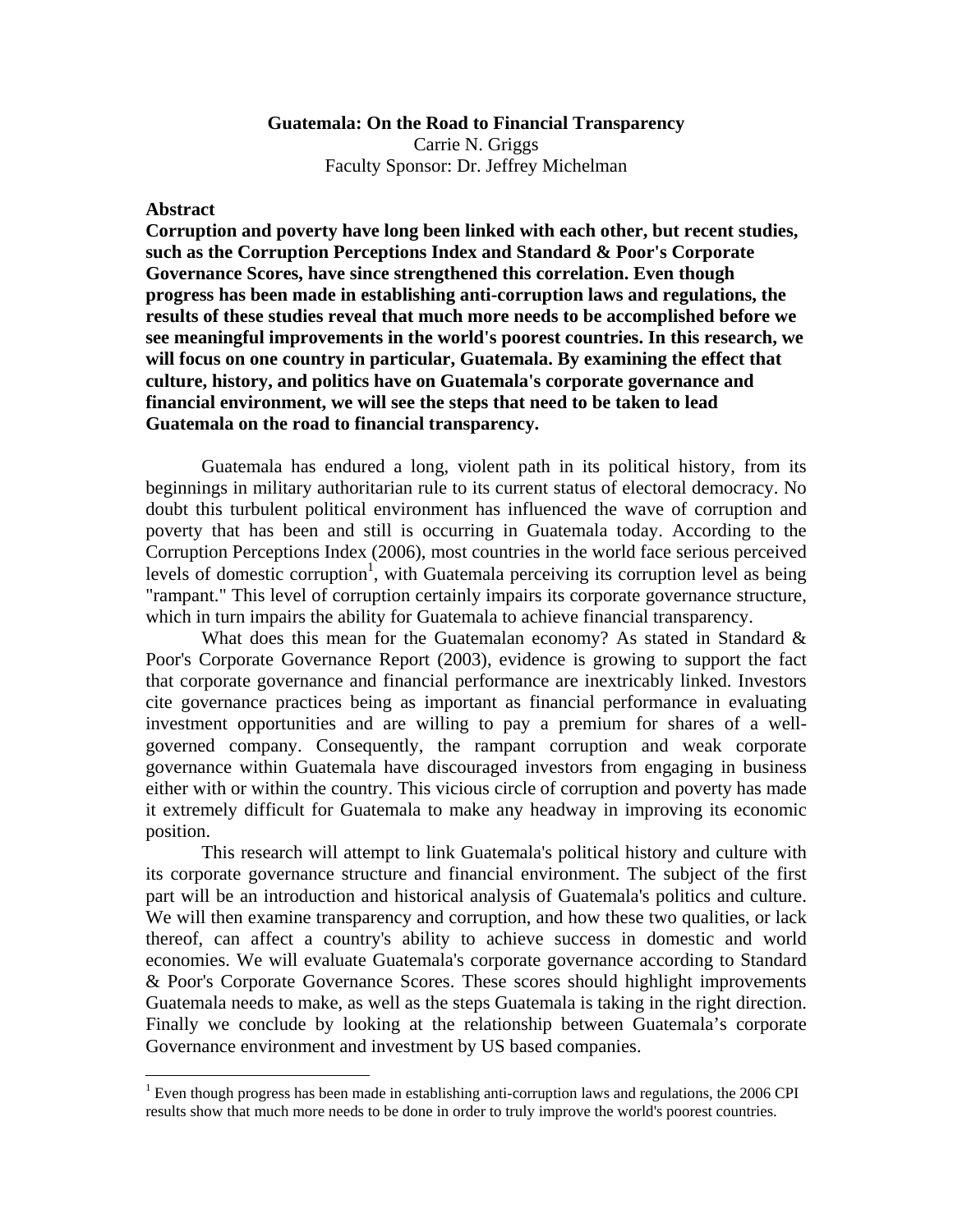**Guatemala: On the Road to Financial Transparency**

Carrie N. Griggs

Faculty Sponsor: Dr. Jeffrey Michelman

**Abstract**

**Corruption and poverty have long been linked with each other, but recent studies, such as the Corruption Perceptions Index and Standard & Poor's Corporate Governance Scores, have since strengthened this correlation. Even though progress has been made in establishing anti-corruption laws and regulations, the results of these studies reveal that much more needs to be accomplished before we see meaningful improvements in the world's poorest countries. In this research, we will focus on one country in particular, Guatemala. By examining the effect that culture, history, and politics have on Guatemala's corporate governance and financial environment, we will see the steps that need to be taken to lead Guatemala on the road to financial transparency.**

Guatemala has endured a long, violent path in its political history, from its beginnings in military authoritarian rule to its current status of electoral democracy. No doubt this turbulent political environment has influenced the wave of corruption and poverty that has been and still is occurring in Guatemala today. According to the Corruption Perceptions Index (2006), most countries in the world face serious perceived levels of domestic corruption[1], with Guatemala perceiving its corruption level as being "rampant." This level of corruption certainly impairs its corporate governance structure, which in turn impairs the ability for Guatemala to achieve financial transparency.

What does this mean for the Guatemalan economy? As stated in Standard & Poor's Corporate Governance Report (2003), evidence is growing to support the fact that corporate governance and financial performance are inextricably linked. Investors cite governance practices being as important as financial performance in evaluating investment opportunities and are willing to pay a premium for shares of a well-governed company. Consequently, the rampant corruption and weak corporate governance within Guatemala have discouraged investors from engaging in business either with or within the country. This vicious circle of corruption and poverty has made it extremely difficult for Guatemala to make any headway in improving its economic position.

This research will attempt to link Guatemala's political history and culture with its corporate governance structure and financial environment. The subject of the first part will be an introduction and historical analysis of Guatemala's politics and culture. We will then examine transparency and corruption, and how these two qualities, or lack thereof, can affect a country's ability to achieve success in domestic and world economies. We will evaluate Guatemala's corporate governance according to Standard & Poor's Corporate Governance Scores. These scores should highlight improvements Guatemala needs to make, as well as the steps Guatemala is taking in the right direction. Finally we conclude by looking at the relationship between Guatemala's corporate Governance environment and investment by US based companies.

[1] Even though progress has been made in establishing anti-corruption laws and regulations, the 2006 CPI results show that much more needs to be done in order to truly improve the world's poorest countries.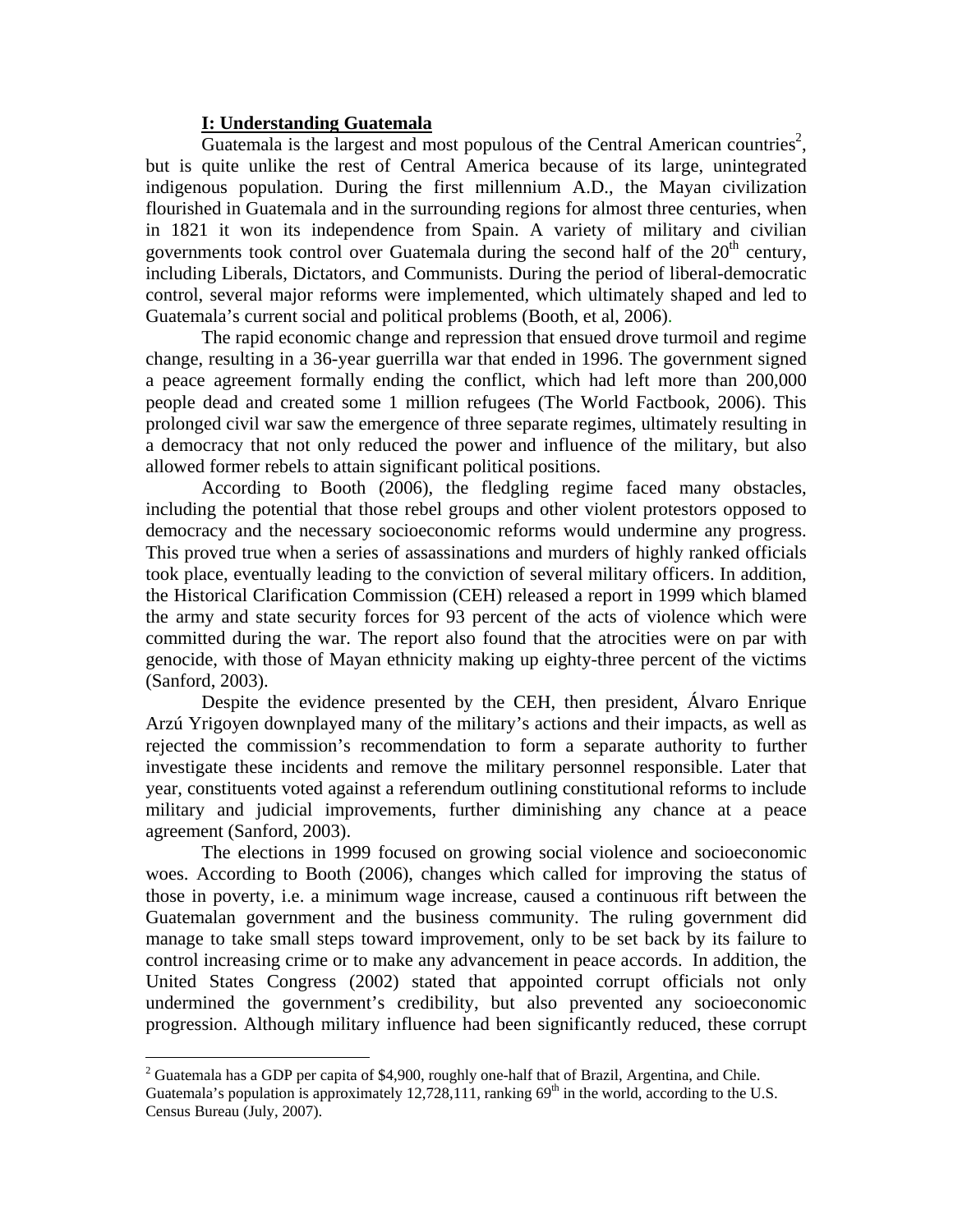## I: Understanding Guatemala

Guatemala is the largest and most populous of the Central American countries[2], but is quite unlike the rest of Central America because of its large, unintegrated indigenous population. During the first millennium A.D., the Mayan civilization flourished in Guatemala and in the surrounding regions for almost three centuries, when in 1821 it won its independence from Spain. A variety of military and civilian governments took control over Guatemala during the second half of the 20th century, including Liberals, Dictators, and Communists. During the period of liberal-democratic control, several major reforms were implemented, which ultimately shaped and led to Guatemala's current social and political problems (Booth, et al, 2006).

The rapid economic change and repression that ensued drove turmoil and regime change, resulting in a 36-year guerrilla war that ended in 1996. The government signed a peace agreement formally ending the conflict, which had left more than 200,000 people dead and created some 1 million refugees (The World Factbook, 2006). This prolonged civil war saw the emergence of three separate regimes, ultimately resulting in a democracy that not only reduced the power and influence of the military, but also allowed former rebels to attain significant political positions.

According to Booth (2006), the fledgling regime faced many obstacles, including the potential that those rebel groups and other violent protestors opposed to democracy and the necessary socioeconomic reforms would undermine any progress. This proved true when a series of assassinations and murders of highly ranked officials took place, eventually leading to the conviction of several military officers. In addition, the Historical Clarification Commission (CEH) released a report in 1999 which blamed the army and state security forces for 93 percent of the acts of violence which were committed during the war. The report also found that the atrocities were on par with genocide, with those of Mayan ethnicity making up eighty-three percent of the victims (Sanford, 2003).

Despite the evidence presented by the CEH, then president, Álvaro Enrique Arzú Yrigoyen downplayed many of the military's actions and their impacts, as well as rejected the commission's recommendation to form a separate authority to further investigate these incidents and remove the military personnel responsible. Later that year, constituents voted against a referendum outlining constitutional reforms to include military and judicial improvements, further diminishing any chance at a peace agreement (Sanford, 2003).

The elections in 1999 focused on growing social violence and socioeconomic woes. According to Booth (2006), changes which called for improving the status of those in poverty, i.e. a minimum wage increase, caused a continuous rift between the Guatemalan government and the business community. The ruling government did manage to take small steps toward improvement, only to be set back by its failure to control increasing crime or to make any advancement in peace accords. In addition, the United States Congress (2002) stated that appointed corrupt officials not only undermined the government's credibility, but also prevented any socioeconomic progression. Although military influence had been significantly reduced, these corrupt

---

[2] Guatemala has a GDP per capita of $4,900, roughly one-half that of Brazil, Argentina, and Chile. Guatemala's population is approximately 12,728,111, ranking 69th in the world, according to the U.S. Census Bureau (July, 2007).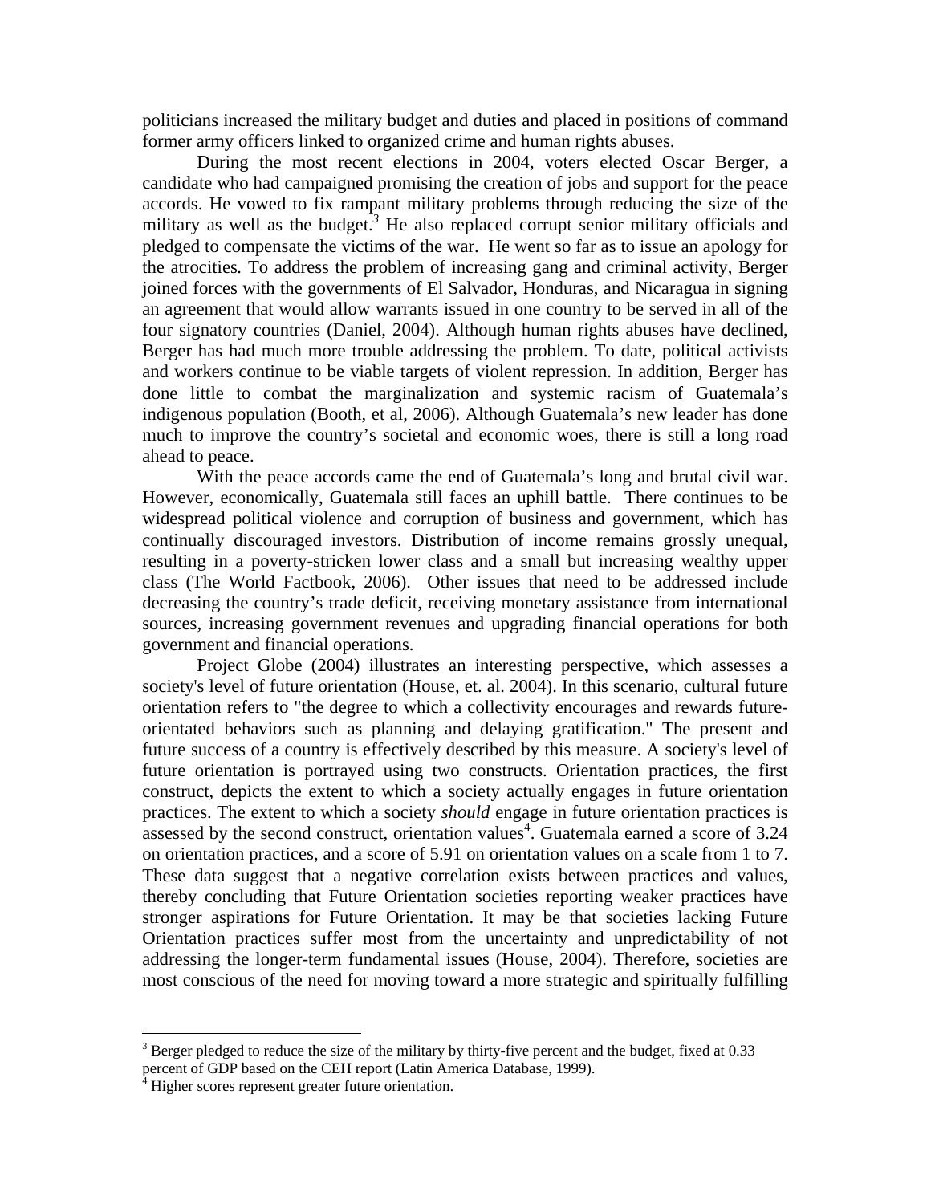politicians increased the military budget and duties and placed in positions of command former army officers linked to organized crime and human rights abuses.

During the most recent elections in 2004, voters elected Oscar Berger, a candidate who had campaigned promising the creation of jobs and support for the peace accords. He vowed to fix rampant military problems through reducing the size of the military as well as the budget.[3] He also replaced corrupt senior military officials and pledged to compensate the victims of the war. He went so far as to issue an apology for the atrocities. To address the problem of increasing gang and criminal activity, Berger joined forces with the governments of El Salvador, Honduras, and Nicaragua in signing an agreement that would allow warrants issued in one country to be served in all of the four signatory countries (Daniel, 2004). Although human rights abuses have declined, Berger has had much more trouble addressing the problem. To date, political activists and workers continue to be viable targets of violent repression. In addition, Berger has done little to combat the marginalization and systemic racism of Guatemala's indigenous population (Booth, et al, 2006). Although Guatemala's new leader has done much to improve the country's societal and economic woes, there is still a long road ahead to peace.

With the peace accords came the end of Guatemala's long and brutal civil war. However, economically, Guatemala still faces an uphill battle. There continues to be widespread political violence and corruption of business and government, which has continually discouraged investors. Distribution of income remains grossly unequal, resulting in a poverty-stricken lower class and a small but increasing wealthy upper class (The World Factbook, 2006). Other issues that need to be addressed include decreasing the country's trade deficit, receiving monetary assistance from international sources, increasing government revenues and upgrading financial operations for both government and financial operations.

Project Globe (2004) illustrates an interesting perspective, which assesses a society's level of future orientation (House, et. al. 2004). In this scenario, cultural future orientation refers to "the degree to which a collectivity encourages and rewards future-orientated behaviors such as planning and delaying gratification." The present and future success of a country is effectively described by this measure. A society's level of future orientation is portrayed using two constructs. Orientation practices, the first construct, depicts the extent to which a society actually engages in future orientation practices. The extent to which a society *should* engage in future orientation practices is assessed by the second construct, orientation values[4]. Guatemala earned a score of 3.24 on orientation practices, and a score of 5.91 on orientation values on a scale from 1 to 7. These data suggest that a negative correlation exists between practices and values, thereby concluding that Future Orientation societies reporting weaker practices have stronger aspirations for Future Orientation. It may be that societies lacking Future Orientation practices suffer most from the uncertainty and unpredictability of not addressing the longer-term fundamental issues (House, 2004). Therefore, societies are most conscious of the need for moving toward a more strategic and spiritually fulfilling

---

[3] Berger pledged to reduce the size of the military by thirty-five percent and the budget, fixed at 0.33 percent of GDP based on the CEH report (Latin America Database, 1999).

[4] Higher scores represent greater future orientation.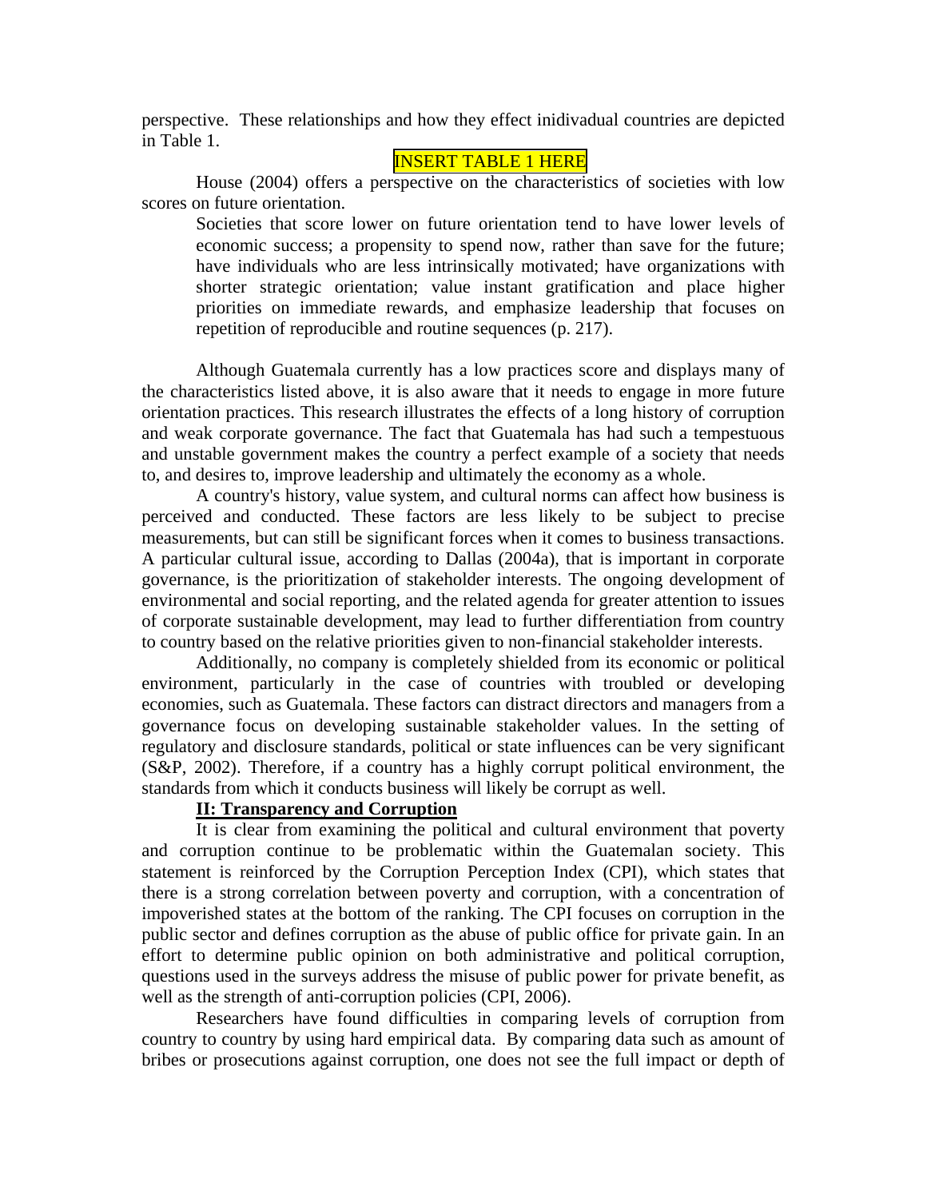perspective. These relationships and how they effect inidivadual countries are depicted in Table 1.

INSERT TABLE 1 HERE

House (2004) offers a perspective on the characteristics of societies with low scores on future orientation.

> Societies that score lower on future orientation tend to have lower levels of economic success; a propensity to spend now, rather than save for the future; have individuals who are less intrinsically motivated; have organizations with shorter strategic orientation; value instant gratification and place higher priorities on immediate rewards, and emphasize leadership that focuses on repetition of reproducible and routine sequences (p. 217).

Although Guatemala currently has a low practices score and displays many of the characteristics listed above, it is also aware that it needs to engage in more future orientation practices. This research illustrates the effects of a long history of corruption and weak corporate governance. The fact that Guatemala has had such a tempestuous and unstable government makes the country a perfect example of a society that needs to, and desires to, improve leadership and ultimately the economy as a whole.

A country's history, value system, and cultural norms can affect how business is perceived and conducted. These factors are less likely to be subject to precise measurements, but can still be significant forces when it comes to business transactions. A particular cultural issue, according to Dallas (2004a), that is important in corporate governance, is the prioritization of stakeholder interests. The ongoing development of environmental and social reporting, and the related agenda for greater attention to issues of corporate sustainable development, may lead to further differentiation from country to country based on the relative priorities given to non-financial stakeholder interests.

Additionally, no company is completely shielded from its economic or political environment, particularly in the case of countries with troubled or developing economies, such as Guatemala. These factors can distract directors and managers from a governance focus on developing sustainable stakeholder values. In the setting of regulatory and disclosure standards, political or state influences can be very significant (S&P, 2002). Therefore, if a country has a highly corrupt political environment, the standards from which it conducts business will likely be corrupt as well.

## II: Transparency and Corruption

It is clear from examining the political and cultural environment that poverty and corruption continue to be problematic within the Guatemalan society. This statement is reinforced by the Corruption Perception Index (CPI), which states that there is a strong correlation between poverty and corruption, with a concentration of impoverished states at the bottom of the ranking. The CPI focuses on corruption in the public sector and defines corruption as the abuse of public office for private gain. In an effort to determine public opinion on both administrative and political corruption, questions used in the surveys address the misuse of public power for private benefit, as well as the strength of anti-corruption policies (CPI, 2006).

Researchers have found difficulties in comparing levels of corruption from country to country by using hard empirical data. By comparing data such as amount of bribes or prosecutions against corruption, one does not see the full impact or depth of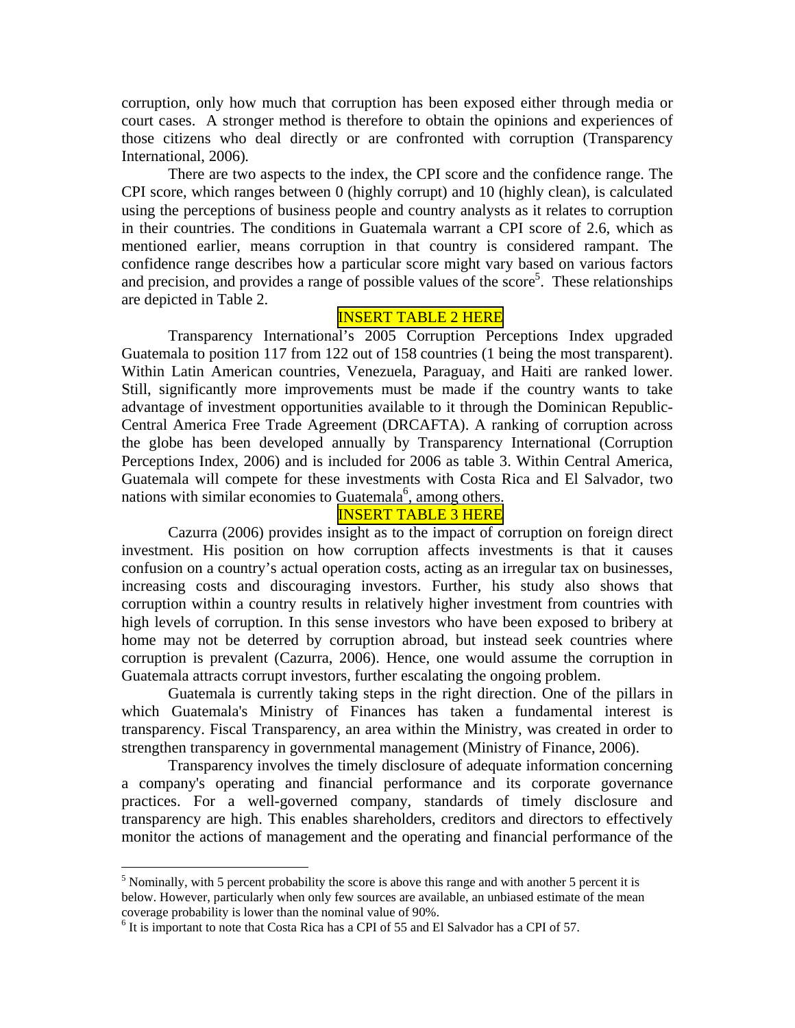corruption, only how much that corruption has been exposed either through media or court cases. A stronger method is therefore to obtain the opinions and experiences of those citizens who deal directly or are confronted with corruption (Transparency International, 2006).

There are two aspects to the index, the CPI score and the confidence range. The CPI score, which ranges between 0 (highly corrupt) and 10 (highly clean), is calculated using the perceptions of business people and country analysts as it relates to corruption in their countries. The conditions in Guatemala warrant a CPI score of 2.6, which as mentioned earlier, means corruption in that country is considered rampant. The confidence range describes how a particular score might vary based on various factors and precision, and provides a range of possible values of the score[5]. These relationships are depicted in Table 2.

INSERT TABLE 2 HERE

Transparency International's 2005 Corruption Perceptions Index upgraded Guatemala to position 117 from 122 out of 158 countries (1 being the most transparent). Within Latin American countries, Venezuela, Paraguay, and Haiti are ranked lower. Still, significantly more improvements must be made if the country wants to take advantage of investment opportunities available to it through the Dominican Republic-Central America Free Trade Agreement (DRCAFTA). A ranking of corruption across the globe has been developed annually by Transparency International (Corruption Perceptions Index, 2006) and is included for 2006 as table 3. Within Central America, Guatemala will compete for these investments with Costa Rica and El Salvador, two nations with similar economies to Guatemala[6], among others.

INSERT TABLE 3 HERE

Cazurra (2006) provides insight as to the impact of corruption on foreign direct investment. His position on how corruption affects investments is that it causes confusion on a country's actual operation costs, acting as an irregular tax on businesses, increasing costs and discouraging investors. Further, his study also shows that corruption within a country results in relatively higher investment from countries with high levels of corruption. In this sense investors who have been exposed to bribery at home may not be deterred by corruption abroad, but instead seek countries where corruption is prevalent (Cazurra, 2006). Hence, one would assume the corruption in Guatemala attracts corrupt investors, further escalating the ongoing problem.

Guatemala is currently taking steps in the right direction. One of the pillars in which Guatemala's Ministry of Finances has taken a fundamental interest is transparency. Fiscal Transparency, an area within the Ministry, was created in order to strengthen transparency in governmental management (Ministry of Finance, 2006).

Transparency involves the timely disclosure of adequate information concerning a company's operating and financial performance and its corporate governance practices. For a well-governed company, standards of timely disclosure and transparency are high. This enables shareholders, creditors and directors to effectively monitor the actions of management and the operating and financial performance of the

---

[5] Nominally, with 5 percent probability the score is above this range and with another 5 percent it is below. However, particularly when only few sources are available, an unbiased estimate of the mean coverage probability is lower than the nominal value of 90%.

[6] It is important to note that Costa Rica has a CPI of 55 and El Salvador has a CPI of 57.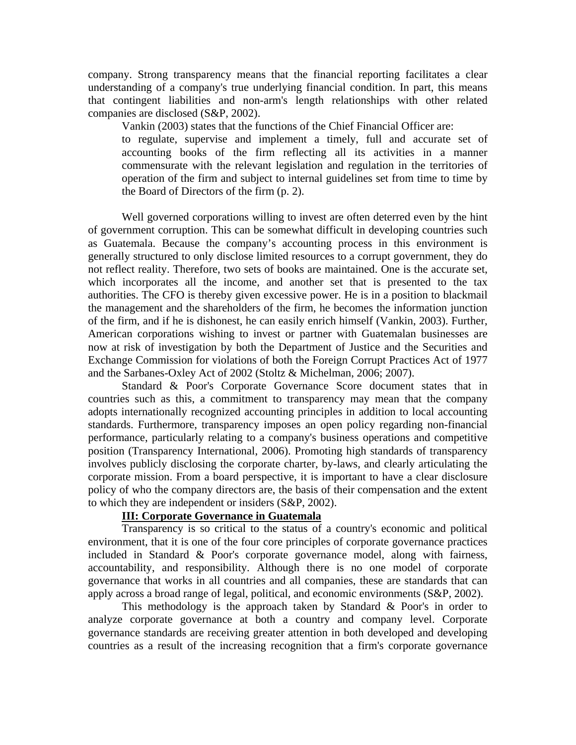company. Strong transparency means that the financial reporting facilitates a clear understanding of a company's true underlying financial condition. In part, this means that contingent liabilities and non-arm's length relationships with other related companies are disclosed (S&P, 2002).

Vankin (2003) states that the functions of the Chief Financial Officer are:

> to regulate, supervise and implement a timely, full and accurate set of accounting books of the firm reflecting all its activities in a manner commensurate with the relevant legislation and regulation in the territories of operation of the firm and subject to internal guidelines set from time to time by the Board of Directors of the firm (p. 2).

Well governed corporations willing to invest are often deterred even by the hint of government corruption. This can be somewhat difficult in developing countries such as Guatemala. Because the company's accounting process in this environment is generally structured to only disclose limited resources to a corrupt government, they do not reflect reality. Therefore, two sets of books are maintained. One is the accurate set, which incorporates all the income, and another set that is presented to the tax authorities. The CFO is thereby given excessive power. He is in a position to blackmail the management and the shareholders of the firm, he becomes the information junction of the firm, and if he is dishonest, he can easily enrich himself (Vankin, 2003). Further, American corporations wishing to invest or partner with Guatemalan businesses are now at risk of investigation by both the Department of Justice and the Securities and Exchange Commission for violations of both the Foreign Corrupt Practices Act of 1977 and the Sarbanes-Oxley Act of 2002 (Stoltz & Michelman, 2006; 2007).

Standard & Poor's Corporate Governance Score document states that in countries such as this, a commitment to transparency may mean that the company adopts internationally recognized accounting principles in addition to local accounting standards. Furthermore, transparency imposes an open policy regarding non-financial performance, particularly relating to a company's business operations and competitive position (Transparency International, 2006). Promoting high standards of transparency involves publicly disclosing the corporate charter, by-laws, and clearly articulating the corporate mission. From a board perspective, it is important to have a clear disclosure policy of who the company directors are, the basis of their compensation and the extent to which they are independent or insiders (S&P, 2002).

## III: Corporate Governance in Guatemala

Transparency is so critical to the status of a country's economic and political environment, that it is one of the four core principles of corporate governance practices included in Standard & Poor's corporate governance model, along with fairness, accountability, and responsibility. Although there is no one model of corporate governance that works in all countries and all companies, these are standards that can apply across a broad range of legal, political, and economic environments (S&P, 2002).

This methodology is the approach taken by Standard & Poor's in order to analyze corporate governance at both a country and company level. Corporate governance standards are receiving greater attention in both developed and developing countries as a result of the increasing recognition that a firm's corporate governance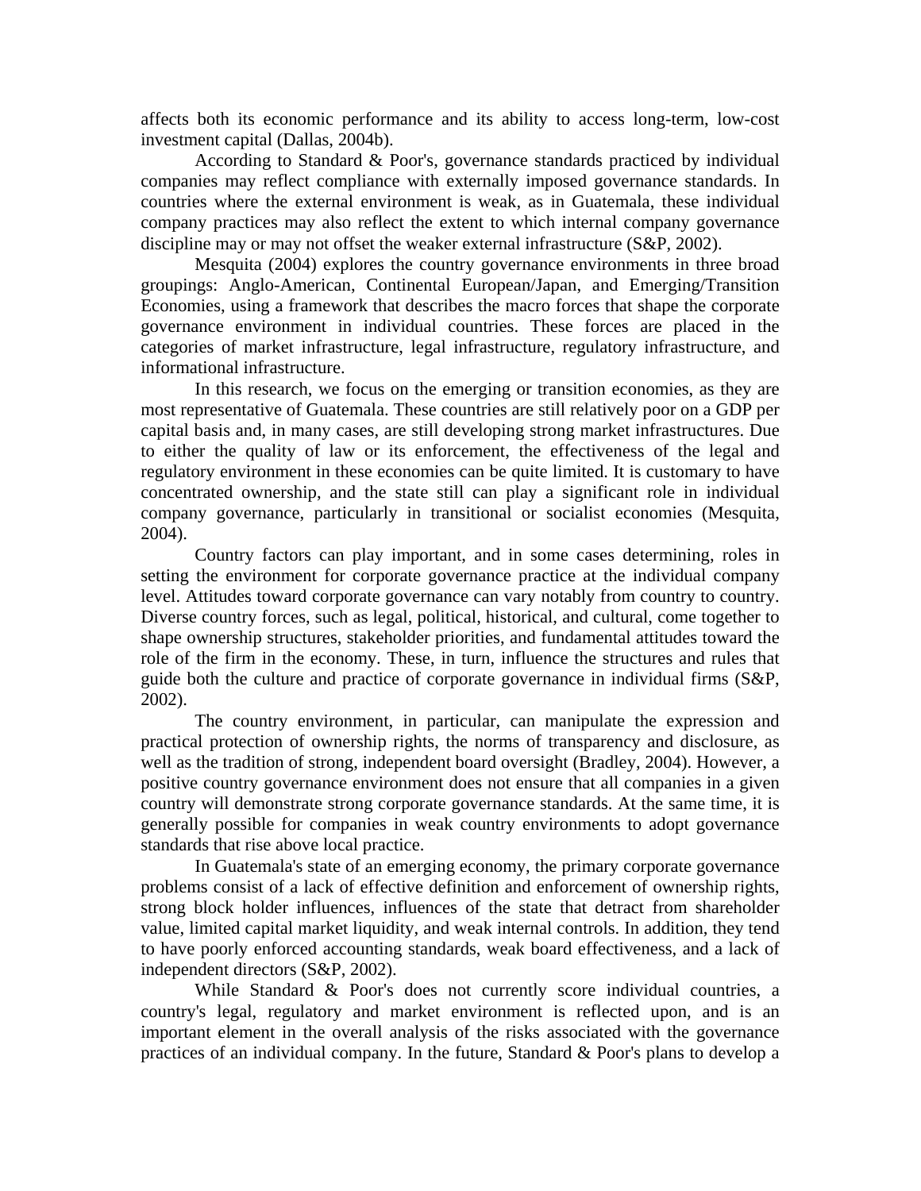affects both its economic performance and its ability to access long-term, low-cost investment capital (Dallas, 2004b).

According to Standard & Poor's, governance standards practiced by individual companies may reflect compliance with externally imposed governance standards. In countries where the external environment is weak, as in Guatemala, these individual company practices may also reflect the extent to which internal company governance discipline may or may not offset the weaker external infrastructure (S&P, 2002).

Mesquita (2004) explores the country governance environments in three broad groupings: Anglo-American, Continental European/Japan, and Emerging/Transition Economies, using a framework that describes the macro forces that shape the corporate governance environment in individual countries. These forces are placed in the categories of market infrastructure, legal infrastructure, regulatory infrastructure, and informational infrastructure.

In this research, we focus on the emerging or transition economies, as they are most representative of Guatemala. These countries are still relatively poor on a GDP per capital basis and, in many cases, are still developing strong market infrastructures. Due to either the quality of law or its enforcement, the effectiveness of the legal and regulatory environment in these economies can be quite limited. It is customary to have concentrated ownership, and the state still can play a significant role in individual company governance, particularly in transitional or socialist economies (Mesquita, 2004).

Country factors can play important, and in some cases determining, roles in setting the environment for corporate governance practice at the individual company level. Attitudes toward corporate governance can vary notably from country to country. Diverse country forces, such as legal, political, historical, and cultural, come together to shape ownership structures, stakeholder priorities, and fundamental attitudes toward the role of the firm in the economy. These, in turn, influence the structures and rules that guide both the culture and practice of corporate governance in individual firms (S&P, 2002).

The country environment, in particular, can manipulate the expression and practical protection of ownership rights, the norms of transparency and disclosure, as well as the tradition of strong, independent board oversight (Bradley, 2004). However, a positive country governance environment does not ensure that all companies in a given country will demonstrate strong corporate governance standards. At the same time, it is generally possible for companies in weak country environments to adopt governance standards that rise above local practice.

In Guatemala's state of an emerging economy, the primary corporate governance problems consist of a lack of effective definition and enforcement of ownership rights, strong block holder influences, influences of the state that detract from shareholder value, limited capital market liquidity, and weak internal controls. In addition, they tend to have poorly enforced accounting standards, weak board effectiveness, and a lack of independent directors (S&P, 2002).

While Standard & Poor's does not currently score individual countries, a country's legal, regulatory and market environment is reflected upon, and is an important element in the overall analysis of the risks associated with the governance practices of an individual company. In the future, Standard & Poor's plans to develop a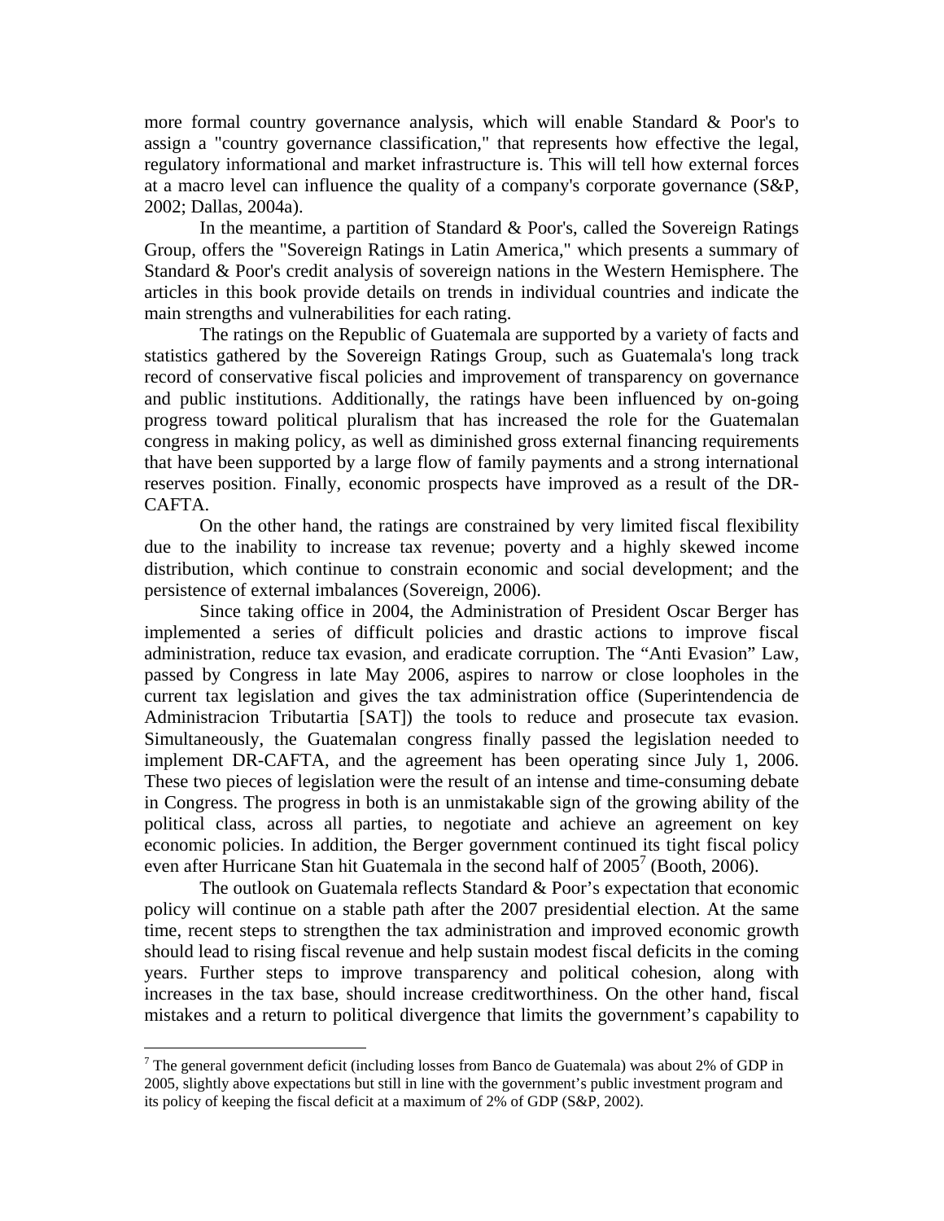more formal country governance analysis, which will enable Standard & Poor's to assign a "country governance classification," that represents how effective the legal, regulatory informational and market infrastructure is. This will tell how external forces at a macro level can influence the quality of a company's corporate governance (S&P, 2002; Dallas, 2004a).

In the meantime, a partition of Standard & Poor's, called the Sovereign Ratings Group, offers the "Sovereign Ratings in Latin America," which presents a summary of Standard & Poor's credit analysis of sovereign nations in the Western Hemisphere. The articles in this book provide details on trends in individual countries and indicate the main strengths and vulnerabilities for each rating.

The ratings on the Republic of Guatemala are supported by a variety of facts and statistics gathered by the Sovereign Ratings Group, such as Guatemala's long track record of conservative fiscal policies and improvement of transparency on governance and public institutions. Additionally, the ratings have been influenced by on-going progress toward political pluralism that has increased the role for the Guatemalan congress in making policy, as well as diminished gross external financing requirements that have been supported by a large flow of family payments and a strong international reserves position. Finally, economic prospects have improved as a result of the DR-CAFTA.

On the other hand, the ratings are constrained by very limited fiscal flexibility due to the inability to increase tax revenue; poverty and a highly skewed income distribution, which continue to constrain economic and social development; and the persistence of external imbalances (Sovereign, 2006).

Since taking office in 2004, the Administration of President Oscar Berger has implemented a series of difficult policies and drastic actions to improve fiscal administration, reduce tax evasion, and eradicate corruption. The “Anti Evasion” Law, passed by Congress in late May 2006, aspires to narrow or close loopholes in the current tax legislation and gives the tax administration office (Superintendencia de Administracion Tributartia [SAT]) the tools to reduce and prosecute tax evasion. Simultaneously, the Guatemalan congress finally passed the legislation needed to implement DR-CAFTA, and the agreement has been operating since July 1, 2006. These two pieces of legislation were the result of an intense and time-consuming debate in Congress. The progress in both is an unmistakable sign of the growing ability of the political class, across all parties, to negotiate and achieve an agreement on key economic policies. In addition, the Berger government continued its tight fiscal policy even after Hurricane Stan hit Guatemala in the second half of 2005[7] (Booth, 2006).

The outlook on Guatemala reflects Standard & Poor’s expectation that economic policy will continue on a stable path after the 2007 presidential election. At the same time, recent steps to strengthen the tax administration and improved economic growth should lead to rising fiscal revenue and help sustain modest fiscal deficits in the coming years. Further steps to improve transparency and political cohesion, along with increases in the tax base, should increase creditworthiness. On the other hand, fiscal mistakes and a return to political divergence that limits the government’s capability to

---

[7] The general government deficit (including losses from Banco de Guatemala) was about 2% of GDP in 2005, slightly above expectations but still in line with the government’s public investment program and its policy of keeping the fiscal deficit at a maximum of 2% of GDP (S&P, 2002).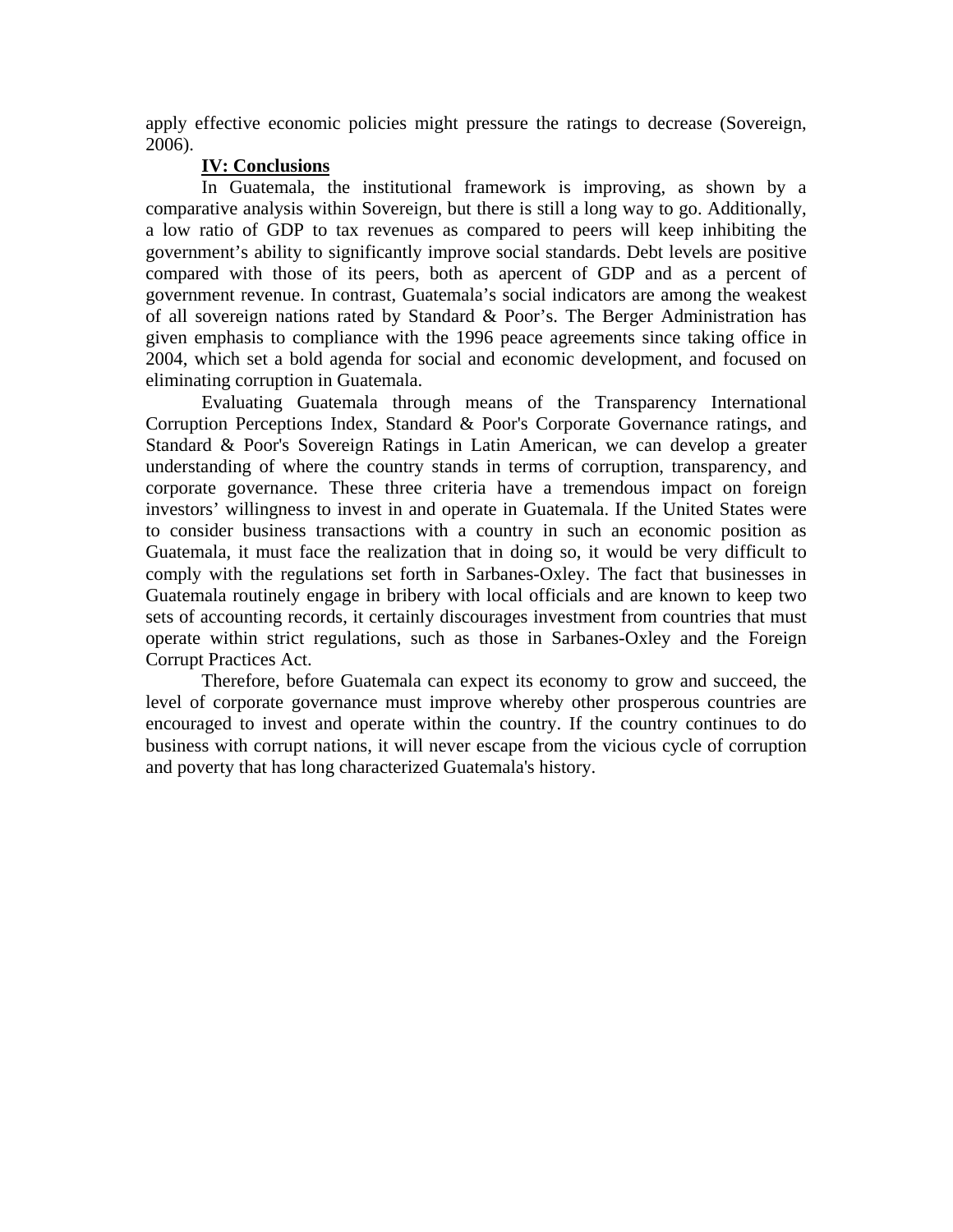apply effective economic policies might pressure the ratings to decrease (Sovereign, 2006).

## IV: Conclusions

In Guatemala, the institutional framework is improving, as shown by a comparative analysis within Sovereign, but there is still a long way to go. Additionally, a low ratio of GDP to tax revenues as compared to peers will keep inhibiting the government's ability to significantly improve social standards. Debt levels are positive compared with those of its peers, both as apercent of GDP and as a percent of government revenue. In contrast, Guatemala's social indicators are among the weakest of all sovereign nations rated by Standard & Poor's. The Berger Administration has given emphasis to compliance with the 1996 peace agreements since taking office in 2004, which set a bold agenda for social and economic development, and focused on eliminating corruption in Guatemala.

Evaluating Guatemala through means of the Transparency International Corruption Perceptions Index, Standard & Poor's Corporate Governance ratings, and Standard & Poor's Sovereign Ratings in Latin American, we can develop a greater understanding of where the country stands in terms of corruption, transparency, and corporate governance. These three criteria have a tremendous impact on foreign investors' willingness to invest in and operate in Guatemala. If the United States were to consider business transactions with a country in such an economic position as Guatemala, it must face the realization that in doing so, it would be very difficult to comply with the regulations set forth in Sarbanes-Oxley. The fact that businesses in Guatemala routinely engage in bribery with local officials and are known to keep two sets of accounting records, it certainly discourages investment from countries that must operate within strict regulations, such as those in Sarbanes-Oxley and the Foreign Corrupt Practices Act.

Therefore, before Guatemala can expect its economy to grow and succeed, the level of corporate governance must improve whereby other prosperous countries are encouraged to invest and operate within the country. If the country continues to do business with corrupt nations, it will never escape from the vicious cycle of corruption and poverty that has long characterized Guatemala's history.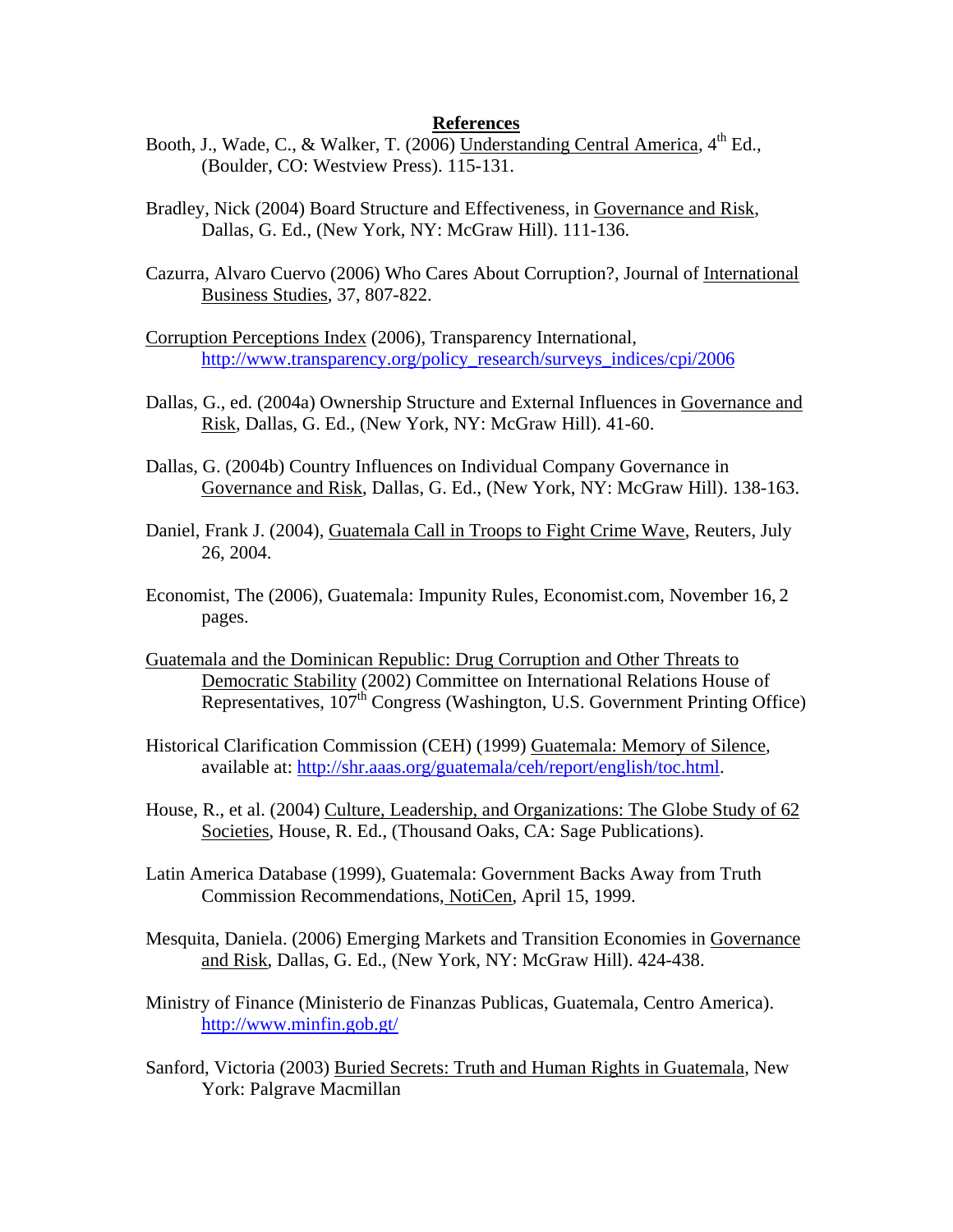## References

Booth, J., Wade, C., & Walker, T. (2006) Understanding Central America, 4th Ed., (Boulder, CO: Westview Press). 115-131.

Bradley, Nick (2004) Board Structure and Effectiveness, in Governance and Risk, Dallas, G. Ed., (New York, NY: McGraw Hill). 111-136.

Cazurra, Alvaro Cuervo (2006) Who Cares About Corruption?, Journal of International Business Studies, 37, 807-822.

Corruption Perceptions Index (2006), Transparency International, http://www.transparency.org/policy_research/surveys_indices/cpi/2006

Dallas, G., ed. (2004a) Ownership Structure and External Influences in Governance and Risk, Dallas, G. Ed., (New York, NY: McGraw Hill). 41-60.

Dallas, G. (2004b) Country Influences on Individual Company Governance in Governance and Risk, Dallas, G. Ed., (New York, NY: McGraw Hill). 138-163.

Daniel, Frank J. (2004), Guatemala Call in Troops to Fight Crime Wave, Reuters, July 26, 2004.

Economist, The (2006), Guatemala: Impunity Rules, Economist.com, November 16, 2 pages.

Guatemala and the Dominican Republic: Drug Corruption and Other Threats to Democratic Stability (2002) Committee on International Relations House of Representatives, 107th Congress (Washington, U.S. Government Printing Office)

Historical Clarification Commission (CEH) (1999) Guatemala: Memory of Silence, available at: http://shr.aaas.org/guatemala/ceh/report/english/toc.html.

House, R., et al. (2004) Culture, Leadership, and Organizations: The Globe Study of 62 Societies, House, R. Ed., (Thousand Oaks, CA: Sage Publications).

Latin America Database (1999), Guatemala: Government Backs Away from Truth Commission Recommendations, NotiCen, April 15, 1999.

Mesquita, Daniela. (2006) Emerging Markets and Transition Economies in Governance and Risk, Dallas, G. Ed., (New York, NY: McGraw Hill). 424-438.

Ministry of Finance (Ministerio de Finanzas Publicas, Guatemala, Centro America). http://www.minfin.gob.gt/

Sanford, Victoria (2003) Buried Secrets: Truth and Human Rights in Guatemala, New York: Palgrave Macmillan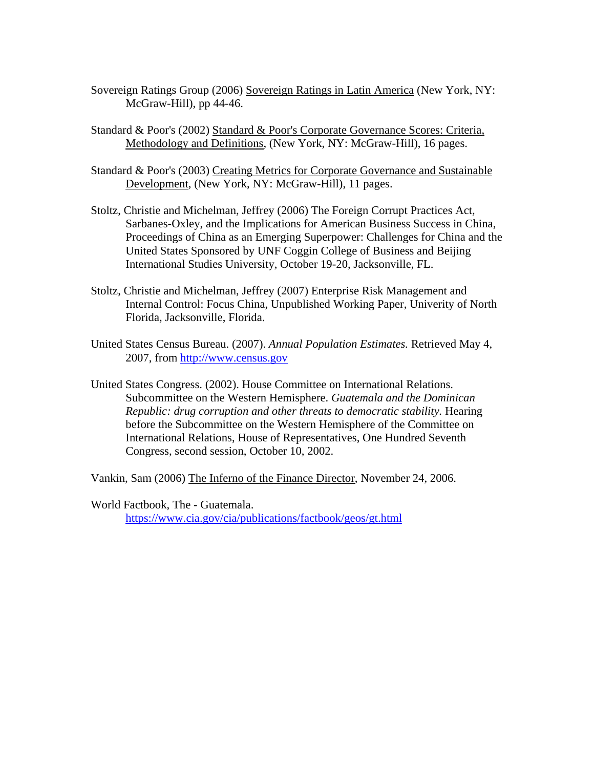Sovereign Ratings Group (2006) Sovereign Ratings in Latin America (New York, NY: McGraw-Hill), pp 44-46.

Standard & Poor's (2002) Standard & Poor's Corporate Governance Scores: Criteria, Methodology and Definitions, (New York, NY: McGraw-Hill), 16 pages.

Standard & Poor's (2003) Creating Metrics for Corporate Governance and Sustainable Development, (New York, NY: McGraw-Hill), 11 pages.

Stoltz, Christie and Michelman, Jeffrey (2006) The Foreign Corrupt Practices Act, Sarbanes-Oxley, and the Implications for American Business Success in China, Proceedings of China as an Emerging Superpower: Challenges for China and the United States Sponsored by UNF Coggin College of Business and Beijing International Studies University, October 19-20, Jacksonville, FL.

Stoltz, Christie and Michelman, Jeffrey (2007) Enterprise Risk Management and Internal Control: Focus China, Unpublished Working Paper, Univerity of North Florida, Jacksonville, Florida.

United States Census Bureau. (2007). *Annual Population Estimates.* Retrieved May 4, 2007, from http://www.census.gov

United States Congress. (2002). House Committee on International Relations. Subcommittee on the Western Hemisphere. *Guatemala and the Dominican Republic: drug corruption and other threats to democratic stability.* Hearing before the Subcommittee on the Western Hemisphere of the Committee on International Relations, House of Representatives, One Hundred Seventh Congress, second session, October 10, 2002.

Vankin, Sam (2006) The Inferno of the Finance Director, November 24, 2006.

World Factbook, The - Guatemala. https://www.cia.gov/cia/publications/factbook/geos/gt.html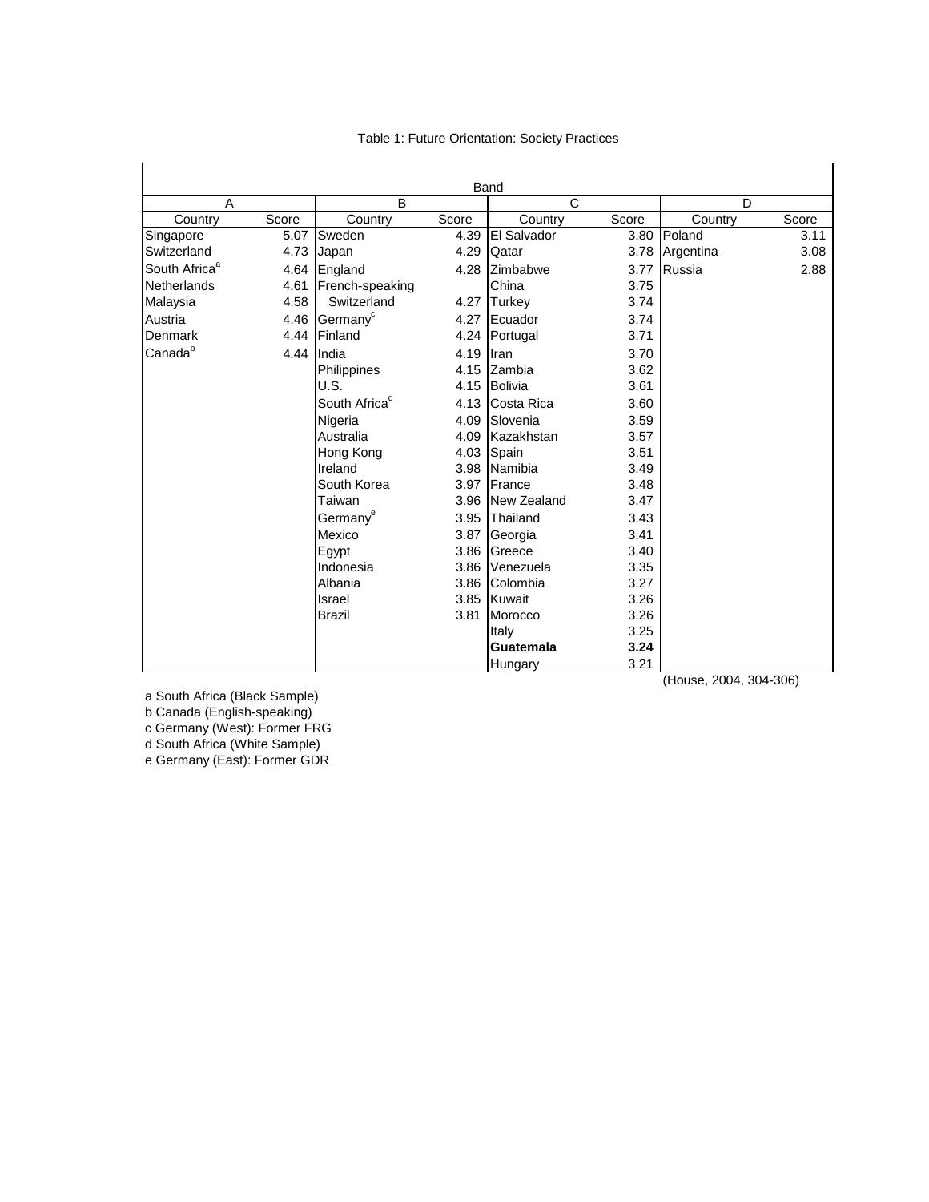Table 1: Future Orientation: Society Practices

| Band | | | | | | | |
|---|---|---|---|---|---|---|---|
| A | | B | | C | | D | |
| Country | Score | Country | Score | Country | Score | Country | Score |
| Singapore | 5.07 | Sweden | 4.39 | El Salvador | 3.80 | Poland | 3.11 |
| Switzerland | 4.73 | Japan | 4.29 | Qatar | 3.78 | Argentina | 3.08 |
| South Africa[a] | 4.64 | England | 4.28 | Zimbabwe | 3.77 | Russia | 2.88 |
| Netherlands | 4.61 | French-speaking Switzerland | 4.27 | China | 3.75 | | |
| Malaysia | 4.58 | Germany[c] | 4.27 | Turkey | 3.74 | | |
| Austria | 4.46 | Finland | 4.24 | Ecuador | 3.74 | | |
| Denmark | 4.44 | India | 4.19 | Portugal | 3.71 | | |
| Canada[b] | 4.44 | Philippines | 4.15 | Iran | 3.70 | | |
| | | U.S. | 4.15 | Zambia | 3.62 | | |
| | | South Africa[d] | 4.13 | Bolivia | 3.61 | | |
| | | Nigeria | 4.09 | Costa Rica | 3.60 | | |
| | | Australia | 4.09 | Slovenia | 3.59 | | |
| | | Hong Kong | 4.03 | Kazakhstan | 3.57 | | |
| | | Ireland | 3.98 | Spain | 3.51 | | |
| | | South Korea | 3.97 | Namibia | 3.49 | | |
| | | Taiwan | 3.96 | France | 3.48 | | |
| | | Germany[e] | 3.95 | New Zealand | 3.47 | | |
| | | Mexico | 3.87 | Thailand | 3.43 | | |
| | | Egypt | 3.86 | Georgia | 3.41 | | |
| | | Indonesia | 3.86 | Greece | 3.40 | | |
| | | Albania | 3.86 | Venezuela | 3.35 | | |
| | | Israel | 3.85 | Colombia | 3.27 | | |
| | | Brazil | 3.81 | Kuwait | 3.26 | | |
| | | | | Morocco | 3.26 | | |
| | | | | Italy | 3.25 | | |
| | | | | **Guatemala** | **3.24** | | |
| | | | | Hungary | 3.21 | | |

(House, 2004, 304-306)

a South Africa (Black Sample)
b Canada (English-speaking)
c Germany (West): Former FRG
d South Africa (White Sample)
e Germany (East): Former GDR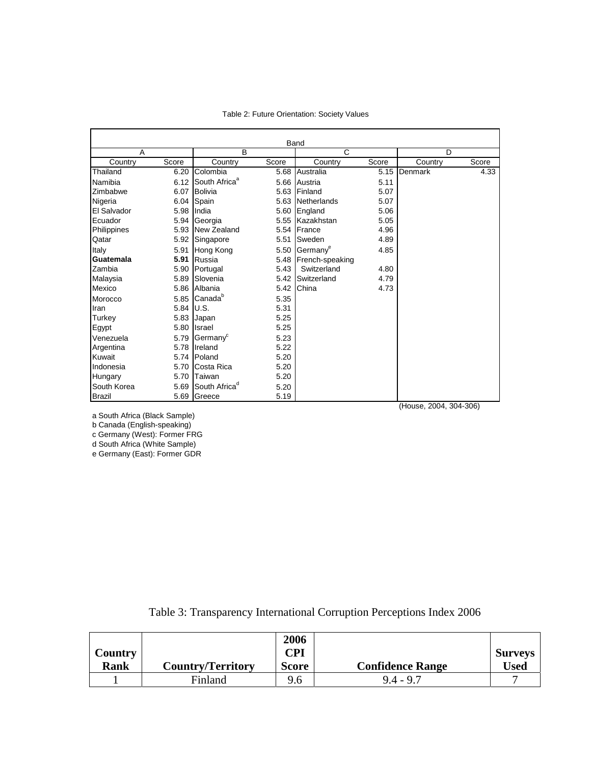Table 2: Future Orientation: Society Values

| Band | | | | | | | |
|---|---|---|---|---|---|---|---|
| A | | B | | C | | D | |
| Country | Score | Country | Score | Country | Score | Country | Score |
| Thailand | 6.20 | Colombia | 5.68 | Australia | 5.15 | Denmark | 4.33 |
| Namibia | 6.12 | South Africa[a] | 5.66 | Austria | 5.11 | | |
| Zimbabwe | 6.07 | Bolivia | 5.63 | Finland | 5.07 | | |
| Nigeria | 6.04 | Spain | 5.63 | Netherlands | 5.07 | | |
| El Salvador | 5.98 | India | 5.60 | England | 5.06 | | |
| Ecuador | 5.94 | Georgia | 5.55 | Kazakhstan | 5.05 | | |
| Philippines | 5.93 | New Zealand | 5.54 | France | 4.96 | | |
| Qatar | 5.92 | Singapore | 5.51 | Sweden | 4.89 | | |
| Italy | 5.91 | Hong Kong | 5.50 | Germany[e] | 4.85 | | |
| **Guatemala** | **5.91** | Russia | 5.48 | French-speaking Switzerland | 4.80 | | |
| Zambia | 5.90 | Portugal | 5.43 | | | | |
| Malaysia | 5.89 | Slovenia | 5.42 | Switzerland | 4.79 | | |
| Mexico | 5.86 | Albania | 5.42 | China | 4.73 | | |
| Morocco | 5.85 | Canada[b] | 5.35 | | | | |
| Iran | 5.84 | U.S. | 5.31 | | | | |
| Turkey | 5.83 | Japan | 5.25 | | | | |
| Egypt | 5.80 | Israel | 5.25 | | | | |
| Venezuela | 5.79 | Germany[c] | 5.23 | | | | |
| Argentina | 5.78 | Ireland | 5.22 | | | | |
| Kuwait | 5.74 | Poland | 5.20 | | | | |
| Indonesia | 5.70 | Costa Rica | 5.20 | | | | |
| Hungary | 5.70 | Taiwan | 5.20 | | | | |
| South Korea | 5.69 | South Africa[d] | 5.20 | | | | |
| Brazil | 5.69 | Greece | 5.19 | | | | |

(House, 2004, 304-306)

a South Africa (Black Sample)
b Canada (English-speaking)
c Germany (West): Former FRG
d South Africa (White Sample)
e Germany (East): Former GDR

Table 3: Transparency International Corruption Perceptions Index 2006

| Country Rank | Country/Territory | 2006 CPI Score | Confidence Range | Surveys Used |
|---|---|---|---|---|
| 1 | Finland | 9.6 | 9.4 - 9.7 | 7 |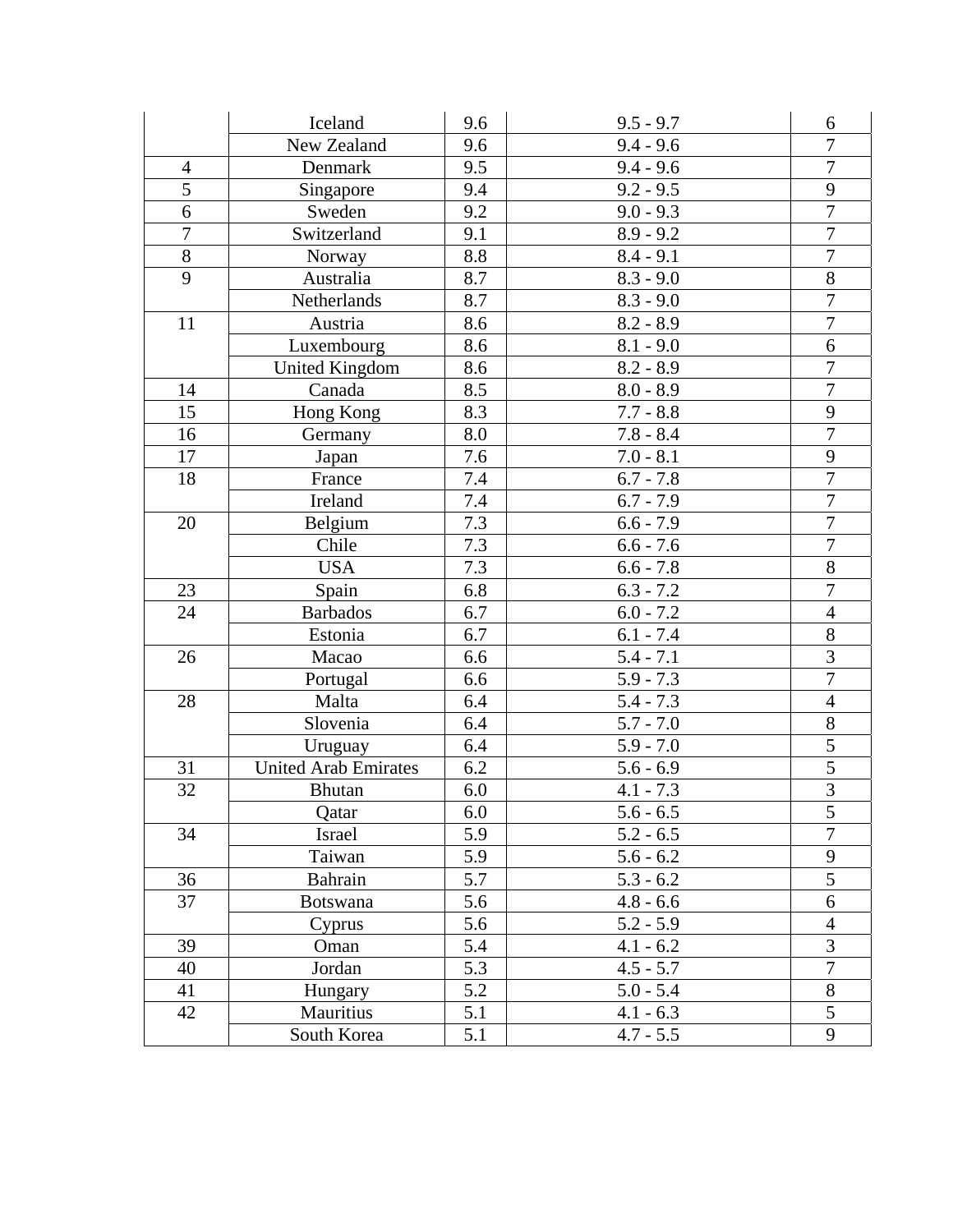| | | | | |
|---|---|---|---|---|
| | Iceland | 9.6 | 9.5 - 9.7 | 6 |
| | New Zealand | 9.6 | 9.4 - 9.6 | 7 |
| 4 | Denmark | 9.5 | 9.4 - 9.6 | 7 |
| 5 | Singapore | 9.4 | 9.2 - 9.5 | 9 |
| 6 | Sweden | 9.2 | 9.0 - 9.3 | 7 |
| 7 | Switzerland | 9.1 | 8.9 - 9.2 | 7 |
| 8 | Norway | 8.8 | 8.4 - 9.1 | 7 |
| 9 | Australia | 8.7 | 8.3 - 9.0 | 8 |
| | Netherlands | 8.7 | 8.3 - 9.0 | 7 |
| 11 | Austria | 8.6 | 8.2 - 8.9 | 7 |
| | Luxembourg | 8.6 | 8.1 - 9.0 | 6 |
| | United Kingdom | 8.6 | 8.2 - 8.9 | 7 |
| 14 | Canada | 8.5 | 8.0 - 8.9 | 7 |
| 15 | Hong Kong | 8.3 | 7.7 - 8.8 | 9 |
| 16 | Germany | 8.0 | 7.8 - 8.4 | 7 |
| 17 | Japan | 7.6 | 7.0 - 8.1 | 9 |
| 18 | France | 7.4 | 6.7 - 7.8 | 7 |
| | Ireland | 7.4 | 6.7 - 7.9 | 7 |
| 20 | Belgium | 7.3 | 6.6 - 7.9 | 7 |
| | Chile | 7.3 | 6.6 - 7.6 | 7 |
| | USA | 7.3 | 6.6 - 7.8 | 8 |
| 23 | Spain | 6.8 | 6.3 - 7.2 | 7 |
| 24 | Barbados | 6.7 | 6.0 - 7.2 | 4 |
| | Estonia | 6.7 | 6.1 - 7.4 | 8 |
| 26 | Macao | 6.6 | 5.4 - 7.1 | 3 |
| | Portugal | 6.6 | 5.9 - 7.3 | 7 |
| 28 | Malta | 6.4 | 5.4 - 7.3 | 4 |
| | Slovenia | 6.4 | 5.7 - 7.0 | 8 |
| | Uruguay | 6.4 | 5.9 - 7.0 | 5 |
| 31 | United Arab Emirates | 6.2 | 5.6 - 6.9 | 5 |
| 32 | Bhutan | 6.0 | 4.1 - 7.3 | 3 |
| | Qatar | 6.0 | 5.6 - 6.5 | 5 |
| 34 | Israel | 5.9 | 5.2 - 6.5 | 7 |
| | Taiwan | 5.9 | 5.6 - 6.2 | 9 |
| 36 | Bahrain | 5.7 | 5.3 - 6.2 | 5 |
| 37 | Botswana | 5.6 | 4.8 - 6.6 | 6 |
| | Cyprus | 5.6 | 5.2 - 5.9 | 4 |
| 39 | Oman | 5.4 | 4.1 - 6.2 | 3 |
| 40 | Jordan | 5.3 | 4.5 - 5.7 | 7 |
| 41 | Hungary | 5.2 | 5.0 - 5.4 | 8 |
| 42 | Mauritius | 5.1 | 4.1 - 6.3 | 5 |
| | South Korea | 5.1 | 4.7 - 5.5 | 9 |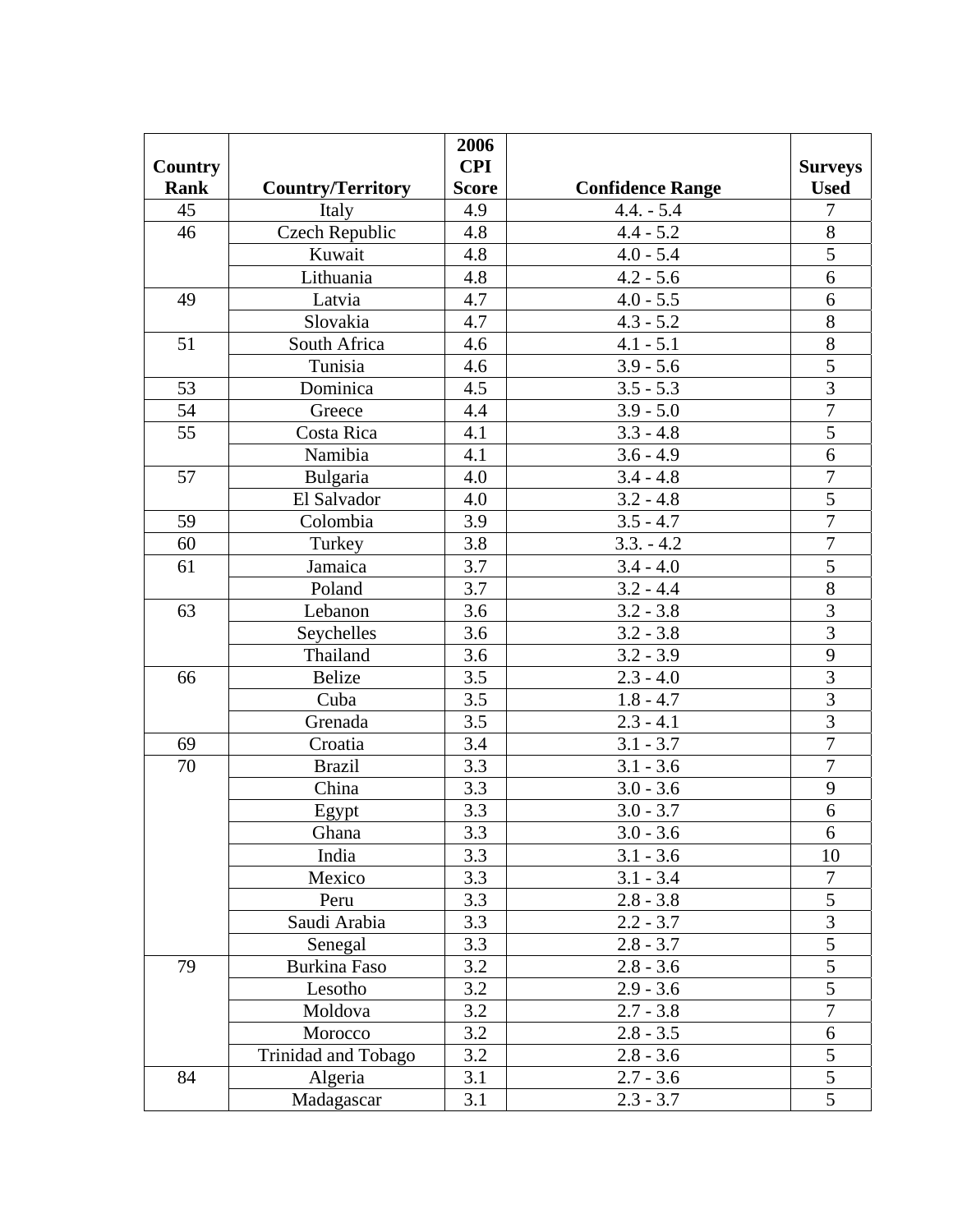| Country Rank | Country/Territory | 2006 CPI Score | Confidence Range | Surveys Used |
|---|---|---|---|---|
| 45 | Italy | 4.9 | 4.4. - 5.4 | 7 |
| 46 | Czech Republic | 4.8 | 4.4 - 5.2 | 8 |
| | Kuwait | 4.8 | 4.0 - 5.4 | 5 |
| | Lithuania | 4.8 | 4.2 - 5.6 | 6 |
| 49 | Latvia | 4.7 | 4.0 - 5.5 | 6 |
| | Slovakia | 4.7 | 4.3 - 5.2 | 8 |
| 51 | South Africa | 4.6 | 4.1 - 5.1 | 8 |
| | Tunisia | 4.6 | 3.9 - 5.6 | 5 |
| 53 | Dominica | 4.5 | 3.5 - 5.3 | 3 |
| 54 | Greece | 4.4 | 3.9 - 5.0 | 7 |
| 55 | Costa Rica | 4.1 | 3.3 - 4.8 | 5 |
| | Namibia | 4.1 | 3.6 - 4.9 | 6 |
| 57 | Bulgaria | 4.0 | 3.4 - 4.8 | 7 |
| | El Salvador | 4.0 | 3.2 - 4.8 | 5 |
| 59 | Colombia | 3.9 | 3.5 - 4.7 | 7 |
| 60 | Turkey | 3.8 | 3.3. - 4.2 | 7 |
| 61 | Jamaica | 3.7 | 3.4 - 4.0 | 5 |
| | Poland | 3.7 | 3.2 - 4.4 | 8 |
| 63 | Lebanon | 3.6 | 3.2 - 3.8 | 3 |
| | Seychelles | 3.6 | 3.2 - 3.8 | 3 |
| | Thailand | 3.6 | 3.2 - 3.9 | 9 |
| 66 | Belize | 3.5 | 2.3 - 4.0 | 3 |
| | Cuba | 3.5 | 1.8 - 4.7 | 3 |
| | Grenada | 3.5 | 2.3 - 4.1 | 3 |
| 69 | Croatia | 3.4 | 3.1 - 3.7 | 7 |
| 70 | Brazil | 3.3 | 3.1 - 3.6 | 7 |
| | China | 3.3 | 3.0 - 3.6 | 9 |
| | Egypt | 3.3 | 3.0 - 3.7 | 6 |
| | Ghana | 3.3 | 3.0 - 3.6 | 6 |
| | India | 3.3 | 3.1 - 3.6 | 10 |
| | Mexico | 3.3 | 3.1 - 3.4 | 7 |
| | Peru | 3.3 | 2.8 - 3.8 | 5 |
| | Saudi Arabia | 3.3 | 2.2 - 3.7 | 3 |
| | Senegal | 3.3 | 2.8 - 3.7 | 5 |
| 79 | Burkina Faso | 3.2 | 2.8 - 3.6 | 5 |
| | Lesotho | 3.2 | 2.9 - 3.6 | 5 |
| | Moldova | 3.2 | 2.7 - 3.8 | 7 |
| | Morocco | 3.2 | 2.8 - 3.5 | 6 |
| | Trinidad and Tobago | 3.2 | 2.8 - 3.6 | 5 |
| 84 | Algeria | 3.1 | 2.7 - 3.6 | 5 |
| | Madagascar | 3.1 | 2.3 - 3.7 | 5 |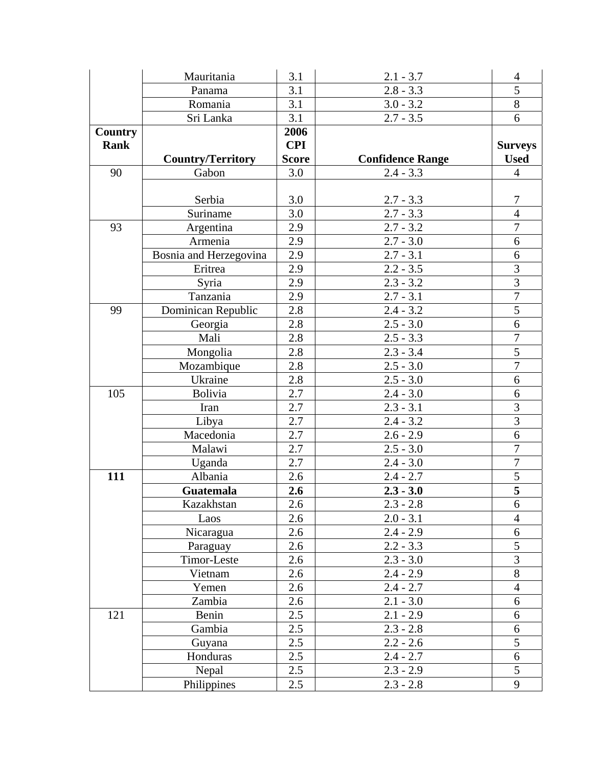| | | | | |
|---|---|---|---|---|
| | Mauritania | 3.1 | 2.1 - 3.7 | 4 |
| | Panama | 3.1 | 2.8 - 3.3 | 5 |
| | Romania | 3.1 | 3.0 - 3.2 | 8 |
| | Sri Lanka | 3.1 | 2.7 - 3.5 | 6 |
| **Country Rank** | **Country/Territory** | **2006 CPI Score** | **Confidence Range** | **Surveys Used** |
| 90 | Gabon | 3.0 | 2.4 - 3.3 | 4 |
| | Serbia | 3.0 | 2.7 - 3.3 | 7 |
| | Suriname | 3.0 | 2.7 - 3.3 | 4 |
| 93 | Argentina | 2.9 | 2.7 - 3.2 | 7 |
| | Armenia | 2.9 | 2.7 - 3.0 | 6 |
| | Bosnia and Herzegovina | 2.9 | 2.7 - 3.1 | 6 |
| | Eritrea | 2.9 | 2.2 - 3.5 | 3 |
| | Syria | 2.9 | 2.3 - 3.2 | 3 |
| | Tanzania | 2.9 | 2.7 - 3.1 | 7 |
| 99 | Dominican Republic | 2.8 | 2.4 - 3.2 | 5 |
| | Georgia | 2.8 | 2.5 - 3.0 | 6 |
| | Mali | 2.8 | 2.5 - 3.3 | 7 |
| | Mongolia | 2.8 | 2.3 - 3.4 | 5 |
| | Mozambique | 2.8 | 2.5 - 3.0 | 7 |
| | Ukraine | 2.8 | 2.5 - 3.0 | 6 |
| 105 | Bolivia | 2.7 | 2.4 - 3.0 | 6 |
| | Iran | 2.7 | 2.3 - 3.1 | 3 |
| | Libya | 2.7 | 2.4 - 3.2 | 3 |
| | Macedonia | 2.7 | 2.6 - 2.9 | 6 |
| | Malawi | 2.7 | 2.5 - 3.0 | 7 |
| | Uganda | 2.7 | 2.4 - 3.0 | 7 |
| **111** | Albania | 2.6 | 2.4 - 2.7 | 5 |
| | **Guatemala** | **2.6** | **2.3 - 3.0** | **5** |
| | Kazakhstan | 2.6 | 2.3 - 2.8 | 6 |
| | Laos | 2.6 | 2.0 - 3.1 | 4 |
| | Nicaragua | 2.6 | 2.4 - 2.9 | 6 |
| | Paraguay | 2.6 | 2.2 - 3.3 | 5 |
| | Timor-Leste | 2.6 | 2.3 - 3.0 | 3 |
| | Vietnam | 2.6 | 2.4 - 2.9 | 8 |
| | Yemen | 2.6 | 2.4 - 2.7 | 4 |
| | Zambia | 2.6 | 2.1 - 3.0 | 6 |
| 121 | Benin | 2.5 | 2.1 - 2.9 | 6 |
| | Gambia | 2.5 | 2.3 - 2.8 | 6 |
| | Guyana | 2.5 | 2.2 - 2.6 | 5 |
| | Honduras | 2.5 | 2.4 - 2.7 | 6 |
| | Nepal | 2.5 | 2.3 - 2.9 | 5 |
| | Philippines | 2.5 | 2.3 - 2.8 | 9 |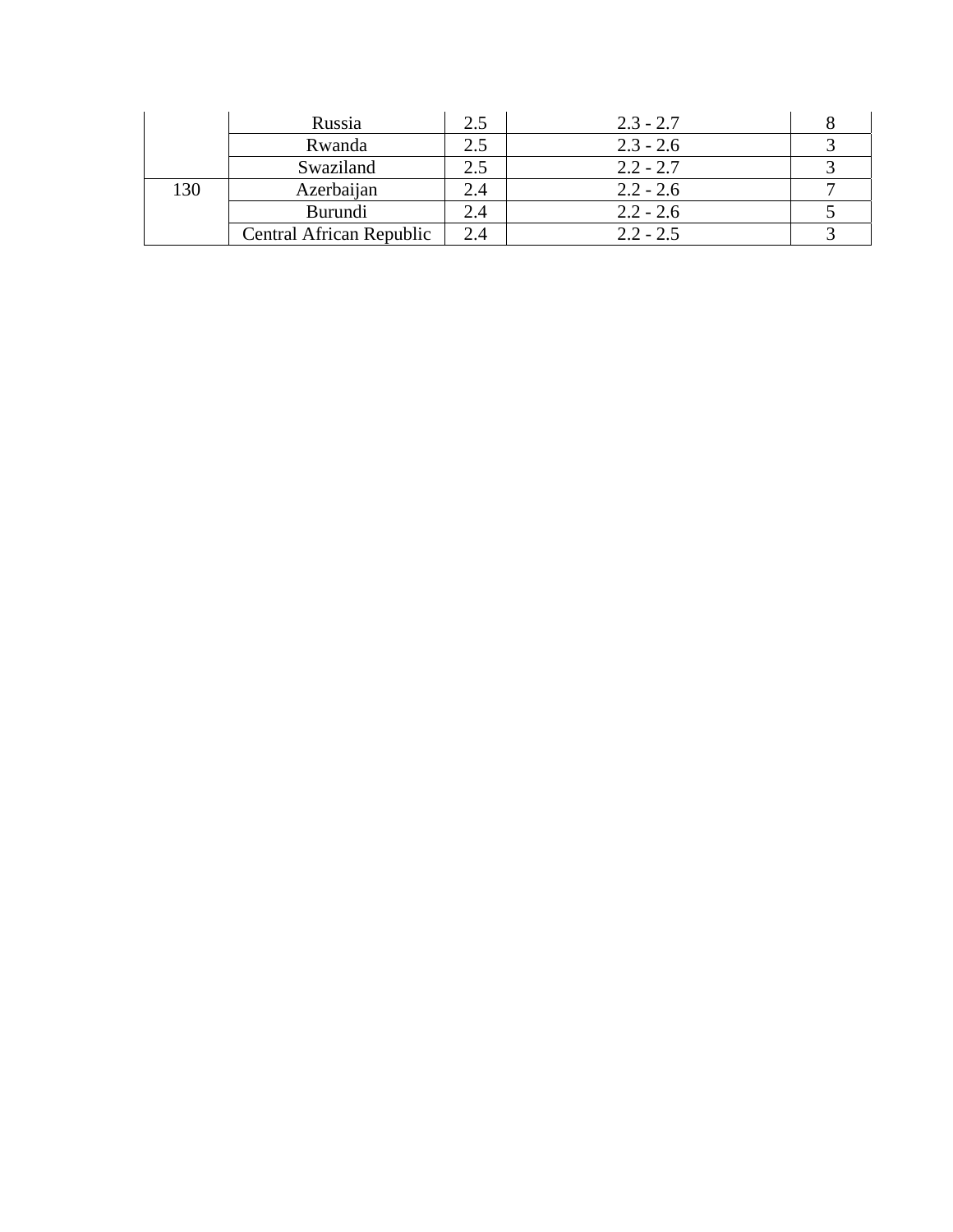| | | | | |
|---|---|---|---|---|
| | Russia | 2.5 | 2.3 - 2.7 | 8 |
| | Rwanda | 2.5 | 2.3 - 2.6 | 3 |
| | Swaziland | 2.5 | 2.2 - 2.7 | 3 |
| 130 | Azerbaijan | 2.4 | 2.2 - 2.6 | 7 |
| | Burundi | 2.4 | 2.2 - 2.6 | 5 |
| | Central African Republic | 2.4 | 2.2 - 2.5 | 3 |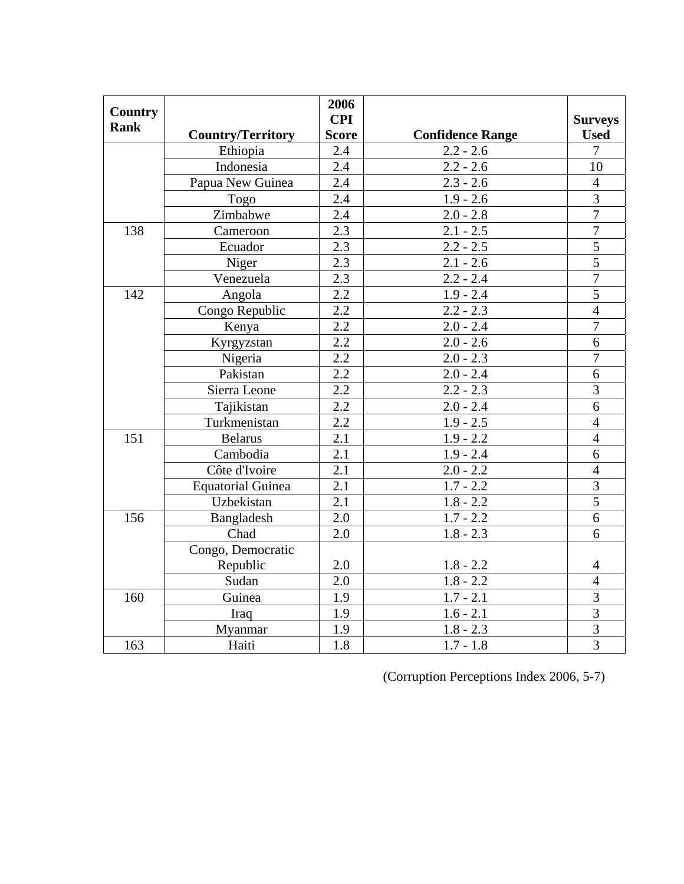| Country Rank | Country/Territory | 2006 CPI Score | Confidence Range | Surveys Used |
|---|---|---|---|---|
| | Ethiopia | 2.4 | 2.2 - 2.6 | 7 |
| | Indonesia | 2.4 | 2.2 - 2.6 | 10 |
| | Papua New Guinea | 2.4 | 2.3 - 2.6 | 4 |
| | Togo | 2.4 | 1.9 - 2.6 | 3 |
| | Zimbabwe | 2.4 | 2.0 - 2.8 | 7 |
| 138 | Cameroon | 2.3 | 2.1 - 2.5 | 7 |
| | Ecuador | 2.3 | 2.2 - 2.5 | 5 |
| | Niger | 2.3 | 2.1 - 2.6 | 5 |
| | Venezuela | 2.3 | 2.2 - 2.4 | 7 |
| 142 | Angola | 2.2 | 1.9 - 2.4 | 5 |
| | Congo Republic | 2.2 | 2.2 - 2.3 | 4 |
| | Kenya | 2.2 | 2.0 - 2.4 | 7 |
| | Kyrgyzstan | 2.2 | 2.0 - 2.6 | 6 |
| | Nigeria | 2.2 | 2.0 - 2.3 | 7 |
| | Pakistan | 2.2 | 2.0 - 2.4 | 6 |
| | Sierra Leone | 2.2 | 2.2 - 2.3 | 3 |
| | Tajikistan | 2.2 | 2.0 - 2.4 | 6 |
| | Turkmenistan | 2.2 | 1.9 - 2.5 | 4 |
| 151 | Belarus | 2.1 | 1.9 - 2.2 | 4 |
| | Cambodia | 2.1 | 1.9 - 2.4 | 6 |
| | Côte d'Ivoire | 2.1 | 2.0 - 2.2 | 4 |
| | Equatorial Guinea | 2.1 | 1.7 - 2.2 | 3 |
| | Uzbekistan | 2.1 | 1.8 - 2.2 | 5 |
| 156 | Bangladesh | 2.0 | 1.7 - 2.2 | 6 |
| | Chad | 2.0 | 1.8 - 2.3 | 6 |
| | Congo, Democratic Republic | 2.0 | 1.8 - 2.2 | 4 |
| | Sudan | 2.0 | 1.8 - 2.2 | 4 |
| 160 | Guinea | 1.9 | 1.7 - 2.1 | 3 |
| | Iraq | 1.9 | 1.6 - 2.1 | 3 |
| | Myanmar | 1.9 | 1.8 - 2.3 | 3 |
| 163 | Haiti | 1.8 | 1.7 - 1.8 | 3 |

(Corruption Perceptions Index 2006, 5-7)